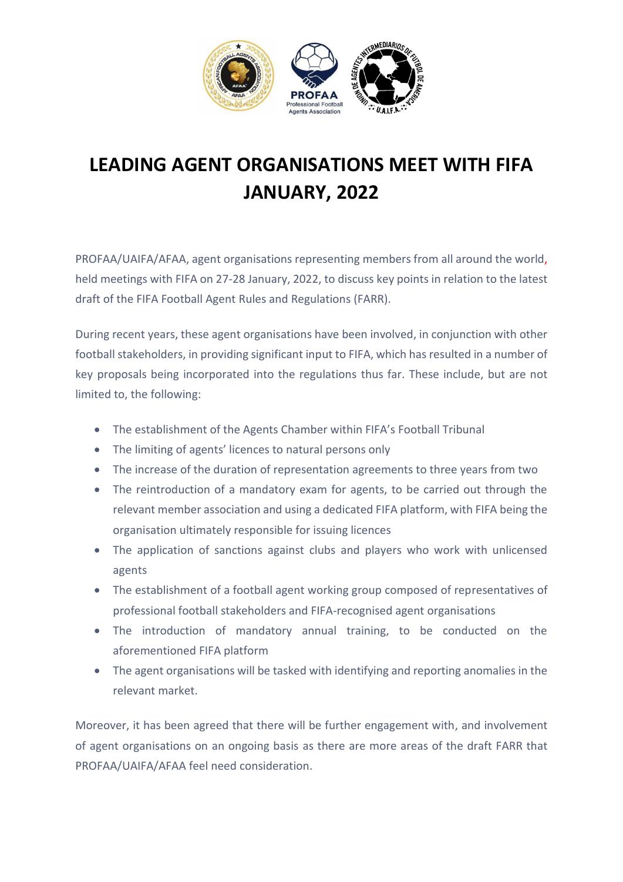# LEADING AGENT ORGANISATIONS MEET WITH FIFA JANUARY, 2022

PROFAA/UAIFA/AFAA, agent organisations representing members from all around the world, held meetings with FIFA on 27-28 January, 2022, to discuss key points in relation to the latest draft of the FIFA Football Agent Rules and Regulations (FARR).

During recent years, these agent organisations have been involved, in conjunction with other football stakeholders, in providing significant input to FIFA, which has resulted in a number of key proposals being incorporated into the regulations thus far. These include, but are not limited to, the following:

- The establishment of the Agents Chamber within FIFA's Football Tribunal
- The limiting of agents' licences to natural persons only
- The increase of the duration of representation agreements to three years from two
- The reintroduction of a mandatory exam for agents, to be carried out through the relevant member association and using a dedicated FIFA platform, with FIFA being the organisation ultimately responsible for issuing licences
- The application of sanctions against clubs and players who work with unlicensed agents
- The establishment of a football agent working group composed of representatives of professional football stakeholders and FIFA-recognised agent organisations
- The introduction of mandatory annual training, to be conducted on the aforementioned FIFA platform
- The agent organisations will be tasked with identifying and reporting anomalies in the relevant market.

Moreover, it has been agreed that there will be further engagement with, and involvement of agent organisations on an ongoing basis as there are more areas of the draft FARR that PROFAA/UAIFA/AFAA feel need consideration.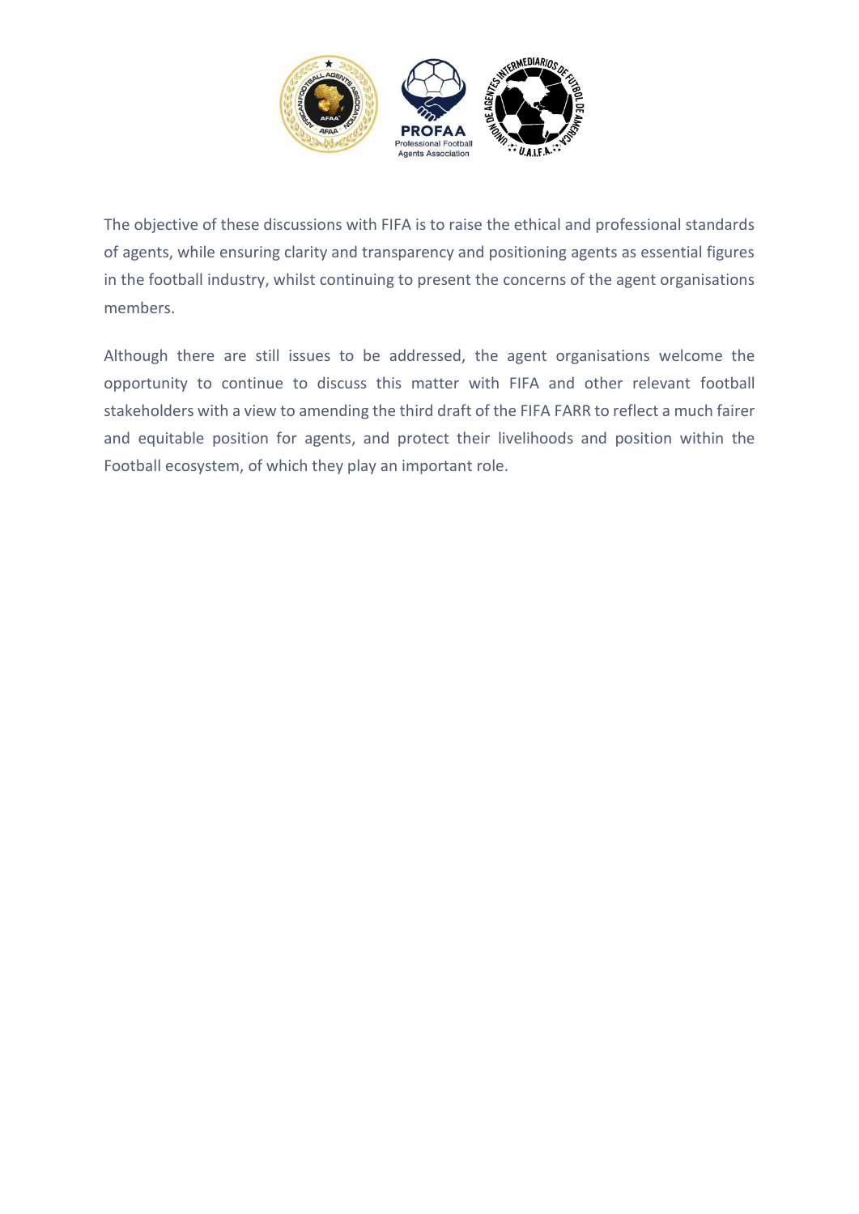The objective of these discussions with FIFA is to raise the ethical and professional standards of agents, while ensuring clarity and transparency and positioning agents as essential figures in the football industry, whilst continuing to present the concerns of the agent organisations members.

Although there are still issues to be addressed, the agent organisations welcome the opportunity to continue to discuss this matter with FIFA and other relevant football stakeholders with a view to amending the third draft of the FIFA FARR to reflect a much fairer and equitable position for agents, and protect their livelihoods and position within the Football ecosystem, of which they play an important role.